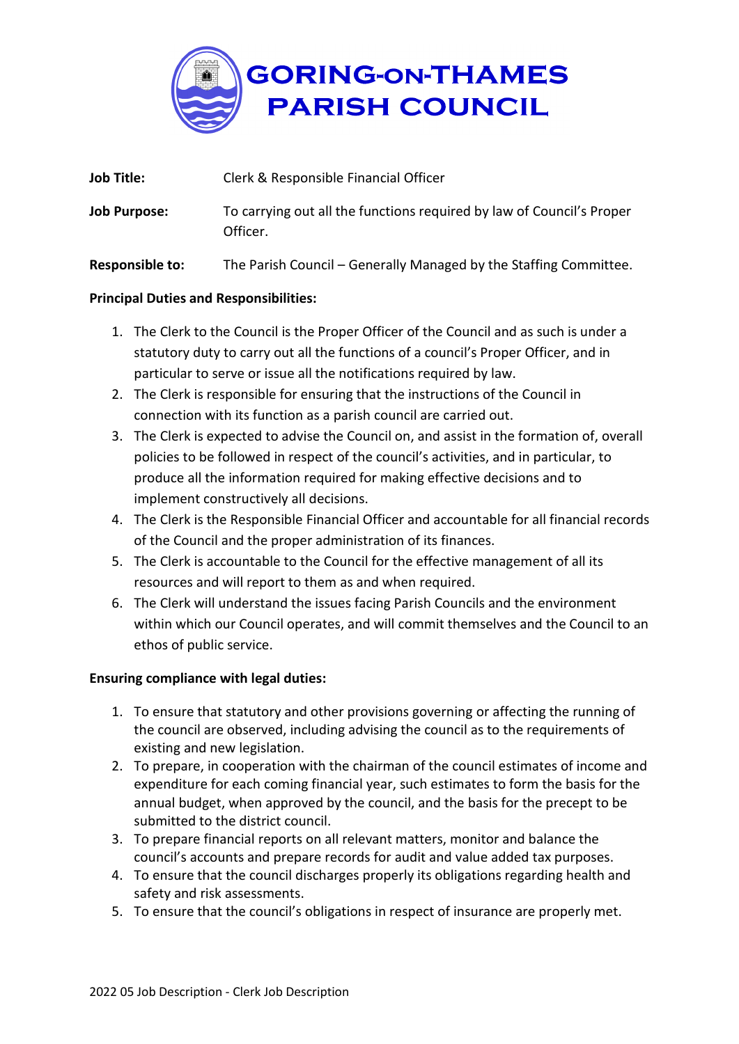# GORING-ON-THAMES PARISH COUNCIL

**Job Title:** Clerk & Responsible Financial Officer

**Job Purpose:** To carrying out all the functions required by law of Council's Proper Officer.

**Responsible to:** The Parish Council – Generally Managed by the Staffing Committee.

**Principal Duties and Responsibilities:**

1. The Clerk to the Council is the Proper Officer of the Council and as such is under a statutory duty to carry out all the functions of a council's Proper Officer, and in particular to serve or issue all the notifications required by law.
2. The Clerk is responsible for ensuring that the instructions of the Council in connection with its function as a parish council are carried out.
3. The Clerk is expected to advise the Council on, and assist in the formation of, overall policies to be followed in respect of the council's activities, and in particular, to produce all the information required for making effective decisions and to implement constructively all decisions.
4. The Clerk is the Responsible Financial Officer and accountable for all financial records of the Council and the proper administration of its finances.
5. The Clerk is accountable to the Council for the effective management of all its resources and will report to them as and when required.
6. The Clerk will understand the issues facing Parish Councils and the environment within which our Council operates, and will commit themselves and the Council to an ethos of public service.

**Ensuring compliance with legal duties:**

1. To ensure that statutory and other provisions governing or affecting the running of the council are observed, including advising the council as to the requirements of existing and new legislation.
2. To prepare, in cooperation with the chairman of the council estimates of income and expenditure for each coming financial year, such estimates to form the basis for the annual budget, when approved by the council, and the basis for the precept to be submitted to the district council.
3. To prepare financial reports on all relevant matters, monitor and balance the council's accounts and prepare records for audit and value added tax purposes.
4. To ensure that the council discharges properly its obligations regarding health and safety and risk assessments.
5. To ensure that the council's obligations in respect of insurance are properly met.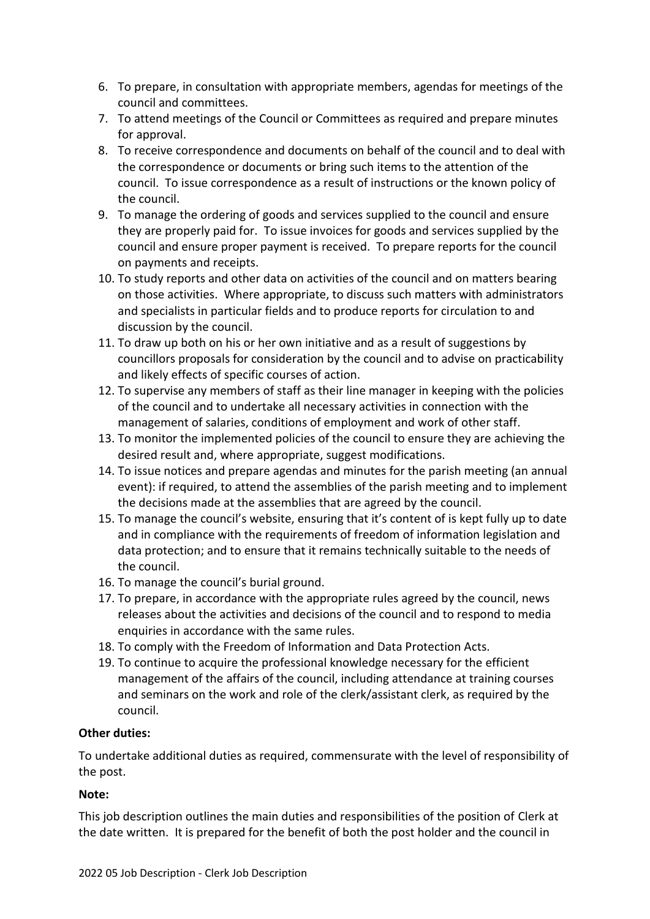6. To prepare, in consultation with appropriate members, agendas for meetings of the council and committees.
7. To attend meetings of the Council or Committees as required and prepare minutes for approval.
8. To receive correspondence and documents on behalf of the council and to deal with the correspondence or documents or bring such items to the attention of the council. To issue correspondence as a result of instructions or the known policy of the council.
9. To manage the ordering of goods and services supplied to the council and ensure they are properly paid for. To issue invoices for goods and services supplied by the council and ensure proper payment is received. To prepare reports for the council on payments and receipts.
10. To study reports and other data on activities of the council and on matters bearing on those activities. Where appropriate, to discuss such matters with administrators and specialists in particular fields and to produce reports for circulation to and discussion by the council.
11. To draw up both on his or her own initiative and as a result of suggestions by councillors proposals for consideration by the council and to advise on practicability and likely effects of specific courses of action.
12. To supervise any members of staff as their line manager in keeping with the policies of the council and to undertake all necessary activities in connection with the management of salaries, conditions of employment and work of other staff.
13. To monitor the implemented policies of the council to ensure they are achieving the desired result and, where appropriate, suggest modifications.
14. To issue notices and prepare agendas and minutes for the parish meeting (an annual event): if required, to attend the assemblies of the parish meeting and to implement the decisions made at the assemblies that are agreed by the council.
15. To manage the council's website, ensuring that it's content of is kept fully up to date and in compliance with the requirements of freedom of information legislation and data protection; and to ensure that it remains technically suitable to the needs of the council.
16. To manage the council's burial ground.
17. To prepare, in accordance with the appropriate rules agreed by the council, news releases about the activities and decisions of the council and to respond to media enquiries in accordance with the same rules.
18. To comply with the Freedom of Information and Data Protection Acts.
19. To continue to acquire the professional knowledge necessary for the efficient management of the affairs of the council, including attendance at training courses and seminars on the work and role of the clerk/assistant clerk, as required by the council.

**Other duties:**

To undertake additional duties as required, commensurate with the level of responsibility of the post.

**Note:**

This job description outlines the main duties and responsibilities of the position of Clerk at the date written. It is prepared for the benefit of both the post holder and the council in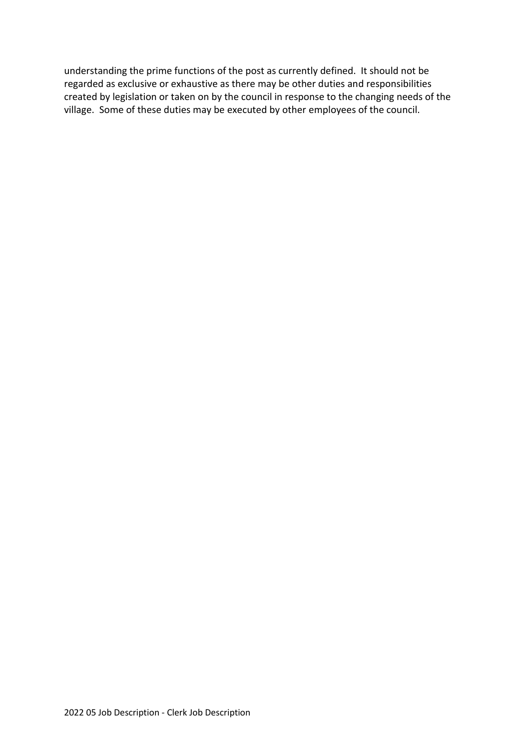understanding the prime functions of the post as currently defined. It should not be regarded as exclusive or exhaustive as there may be other duties and responsibilities created by legislation or taken on by the council in response to the changing needs of the village. Some of these duties may be executed by other employees of the council.